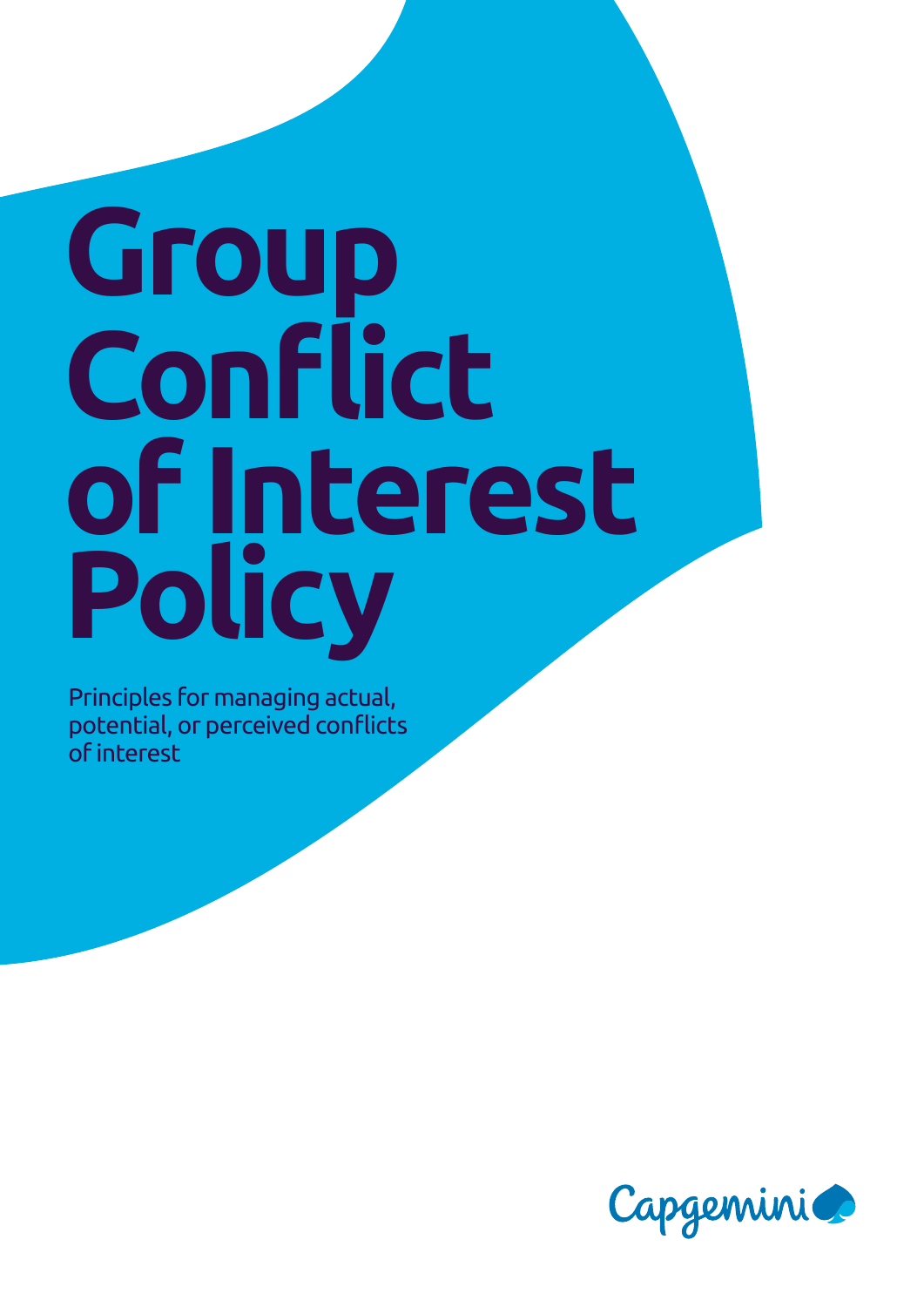# Group Conflict of Interest Policy

Principles for managing actual, potential, or perceived conflicts of interest

Capgemini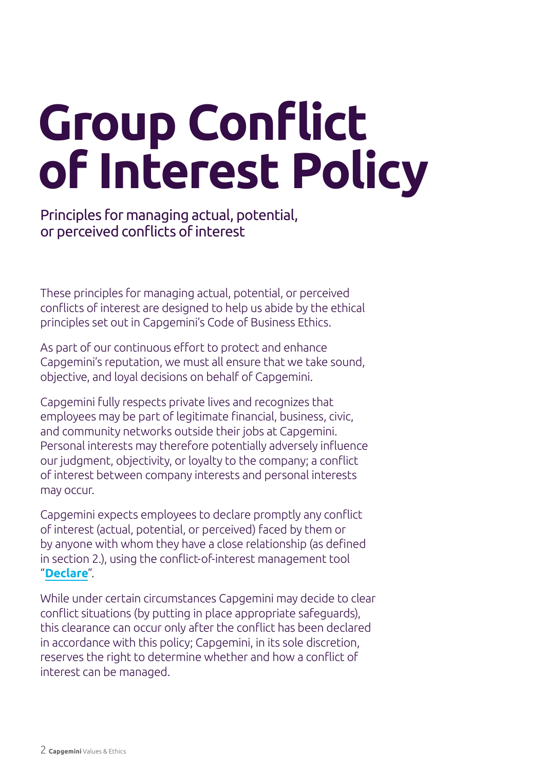# Group Conflict of Interest Policy

## Principles for managing actual, potential, or perceived conflicts of interest

These principles for managing actual, potential, or perceived conflicts of interest are designed to help us abide by the ethical principles set out in Capgemini's Code of Business Ethics.

As part of our continuous effort to protect and enhance Capgemini's reputation, we must all ensure that we take sound, objective, and loyal decisions on behalf of Capgemini.

Capgemini fully respects private lives and recognizes that employees may be part of legitimate financial, business, civic, and community networks outside their jobs at Capgemini. Personal interests may therefore potentially adversely influence our judgment, objectivity, or loyalty to the company; a conflict of interest between company interests and personal interests may occur.

Capgemini expects employees to declare promptly any conflict of interest (actual, potential, or perceived) faced by them or by anyone with whom they have a close relationship (as defined in section 2.), using the conflict-of-interest management tool "**Declare**".

While under certain circumstances Capgemini may decide to clear conflict situations (by putting in place appropriate safeguards), this clearance can occur only after the conflict has been declared in accordance with this policy; Capgemini, in its sole discretion, reserves the right to determine whether and how a conflict of interest can be managed.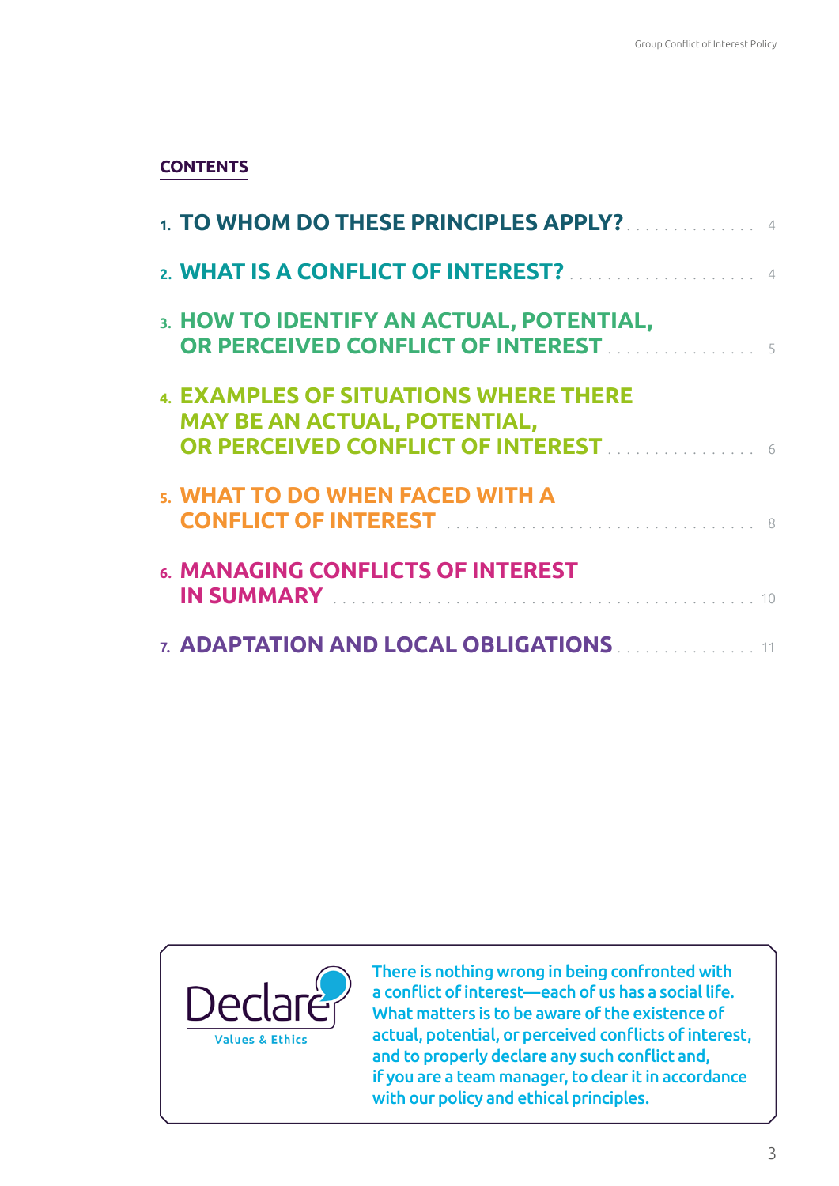## CONTENTS

1. TO WHOM DO THESE PRINCIPLES APPLY? ..... 4
2. WHAT IS A CONFLICT OF INTEREST? ..... 4
3. HOW TO IDENTIFY AN ACTUAL, POTENTIAL, OR PERCEIVED CONFLICT OF INTEREST ..... 5
4. EXAMPLES OF SITUATIONS WHERE THERE MAY BE AN ACTUAL, POTENTIAL, OR PERCEIVED CONFLICT OF INTEREST ..... 6
5. WHAT TO DO WHEN FACED WITH A CONFLICT OF INTEREST ..... 8
6. MANAGING CONFLICTS OF INTEREST IN SUMMARY ..... 10
7. ADAPTATION AND LOCAL OBLIGATIONS ..... 11

Declare
Values & Ethics

There is nothing wrong in being confronted with a conflict of interest—each of us has a social life. What matters is to be aware of the existence of actual, potential, or perceived conflicts of interest, and to properly declare any such conflict and, if you are a team manager, to clear it in accordance with our policy and ethical principles.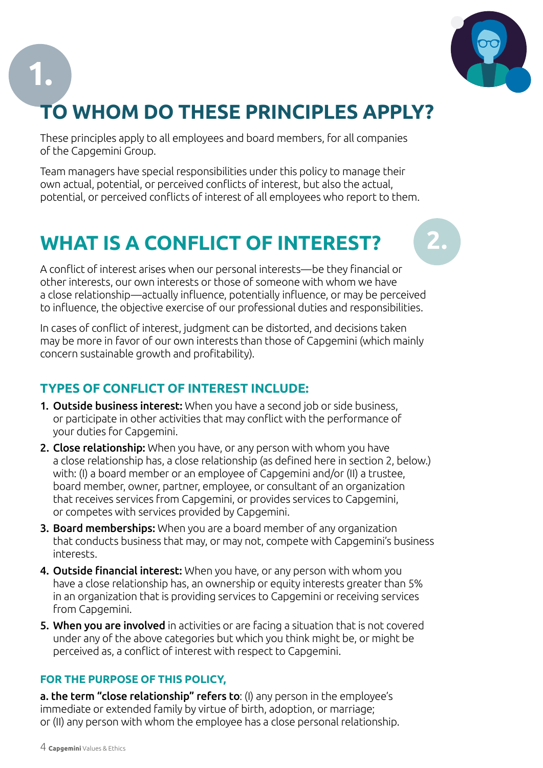# 1. TO WHOM DO THESE PRINCIPLES APPLY?

These principles apply to all employees and board members, for all companies of the Capgemini Group.

Team managers have special responsibilities under this policy to manage their own actual, potential, or perceived conflicts of interest, but also the actual, potential, or perceived conflicts of interest of all employees who report to them.

# 2. WHAT IS A CONFLICT OF INTEREST?

A conflict of interest arises when our personal interests—be they financial or other interests, our own interests or those of someone with whom we have a close relationship—actually influence, potentially influence, or may be perceived to influence, the objective exercise of our professional duties and responsibilities.

In cases of conflict of interest, judgment can be distorted, and decisions taken may be more in favor of our own interests than those of Capgemini (which mainly concern sustainable growth and profitability).

### TYPES OF CONFLICT OF INTEREST INCLUDE:

1. **Outside business interest:** When you have a second job or side business, or participate in other activities that may conflict with the performance of your duties for Capgemini.
2. **Close relationship:** When you have, or any person with whom you have a close relationship has, a close relationship (as defined here in section 2, below.) with: (I) a board member or an employee of Capgemini and/or (II) a trustee, board member, owner, partner, employee, or consultant of an organization that receives services from Capgemini, or provides services to Capgemini, or competes with services provided by Capgemini.
3. **Board memberships:** When you are a board member of any organization that conducts business that may, or may not, compete with Capgemini's business interests.
4. **Outside financial interest:** When you have, or any person with whom you have a close relationship has, an ownership or equity interests greater than 5% in an organization that is providing services to Capgemini or receiving services from Capgemini.
5. **When you are involved** in activities or are facing a situation that is not covered under any of the above categories but which you think might be, or might be perceived as, a conflict of interest with respect to Capgemini.

### FOR THE PURPOSE OF THIS POLICY,

**a. the term "close relationship" refers to**: (I) any person in the employee's immediate or extended family by virtue of birth, adoption, or marriage; or (II) any person with whom the employee has a close personal relationship.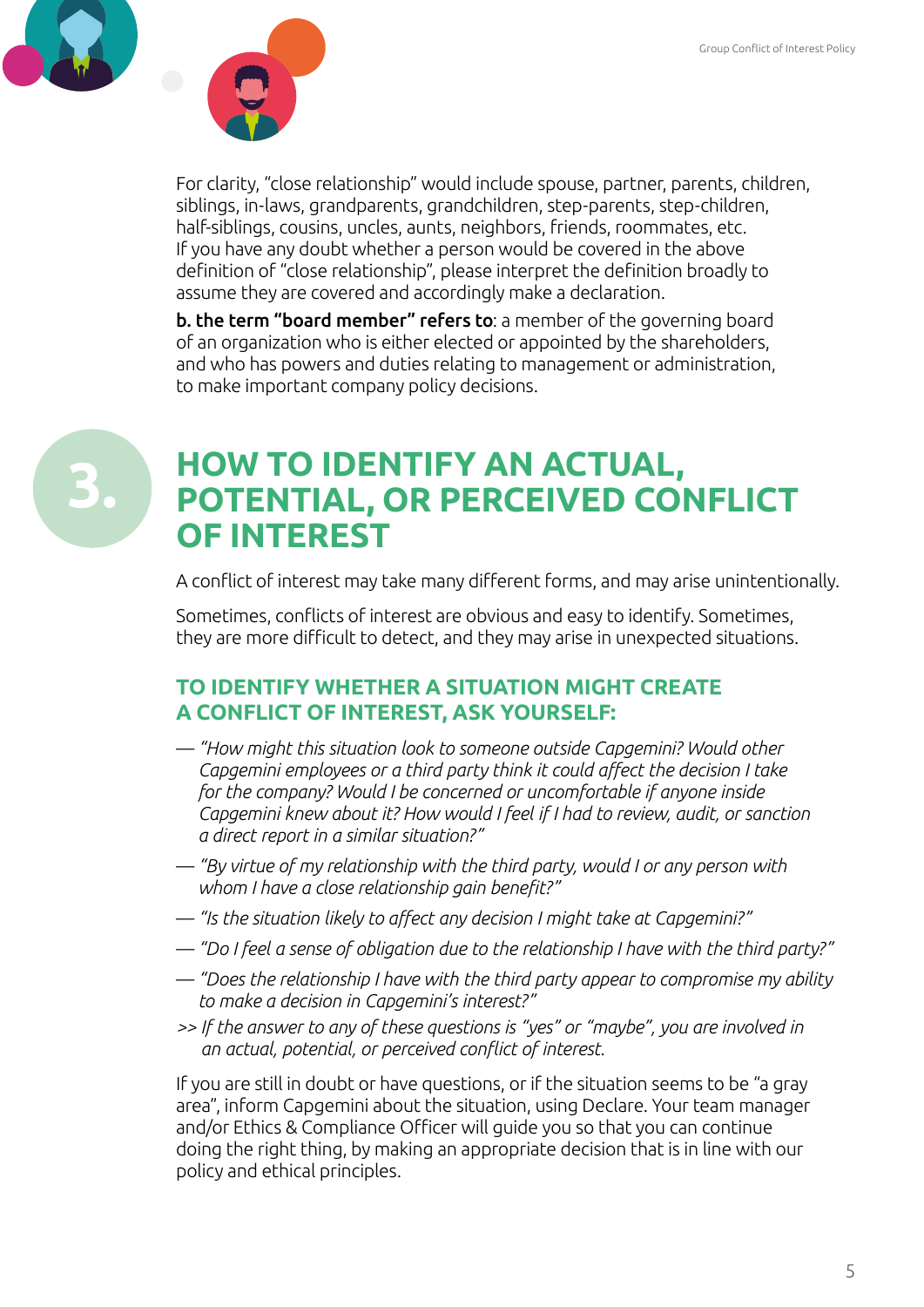For clarity, "close relationship" would include spouse, partner, parents, children, siblings, in-laws, grandparents, grandchildren, step-parents, step-children, half-siblings, cousins, uncles, aunts, neighbors, friends, roommates, etc. If you have any doubt whether a person would be covered in the above definition of "close relationship", please interpret the definition broadly to assume they are covered and accordingly make a declaration.

**b. the term "board member" refers to**: a member of the governing board of an organization who is either elected or appointed by the shareholders, and who has powers and duties relating to management or administration, to make important company policy decisions.

# 3. HOW TO IDENTIFY AN ACTUAL, POTENTIAL, OR PERCEIVED CONFLICT OF INTEREST

A conflict of interest may take many different forms, and may arise unintentionally.

Sometimes, conflicts of interest are obvious and easy to identify. Sometimes, they are more difficult to detect, and they may arise in unexpected situations.

## TO IDENTIFY WHETHER A SITUATION MIGHT CREATE A CONFLICT OF INTEREST, ASK YOURSELF:

- *"How might this situation look to someone outside Capgemini? Would other Capgemini employees or a third party think it could affect the decision I take for the company? Would I be concerned or uncomfortable if anyone inside Capgemini knew about it? How would I feel if I had to review, audit, or sanction a direct report in a similar situation?"*
- *"By virtue of my relationship with the third party, would I or any person with whom I have a close relationship gain benefit?"*
- *"Is the situation likely to affect any decision I might take at Capgemini?"*
- *"Do I feel a sense of obligation due to the relationship I have with the third party?"*
- *"Does the relationship I have with the third party appear to compromise my ability to make a decision in Capgemini's interest?"*

>> *If the answer to any of these questions is "yes" or "maybe", you are involved in an actual, potential, or perceived conflict of interest.*

If you are still in doubt or have questions, or if the situation seems to be "a gray area", inform Capgemini about the situation, using Declare. Your team manager and/or Ethics & Compliance Officer will guide you so that you can continue doing the right thing, by making an appropriate decision that is in line with our policy and ethical principles.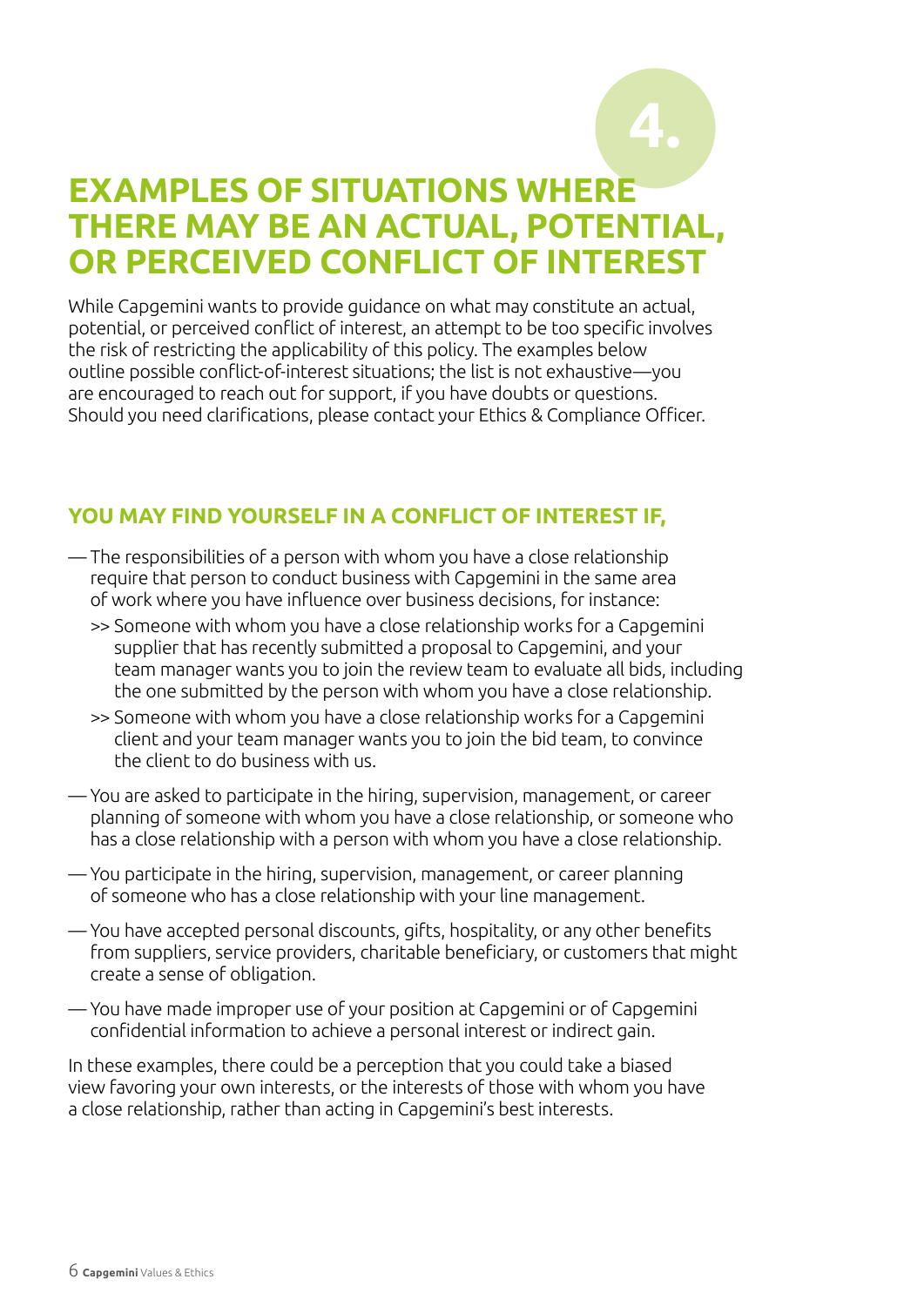# 4. EXAMPLES OF SITUATIONS WHERE THERE MAY BE AN ACTUAL, POTENTIAL, OR PERCEIVED CONFLICT OF INTEREST

While Capgemini wants to provide guidance on what may constitute an actual, potential, or perceived conflict of interest, an attempt to be too specific involves the risk of restricting the applicability of this policy. The examples below outline possible conflict-of-interest situations; the list is not exhaustive—you are encouraged to reach out for support, if you have doubts or questions. Should you need clarifications, please contact your Ethics & Compliance Officer.

## YOU MAY FIND YOURSELF IN A CONFLICT OF INTEREST IF,

- The responsibilities of a person with whom you have a close relationship require that person to conduct business with Capgemini in the same area of work where you have influence over business decisions, for instance:
  - Someone with whom you have a close relationship works for a Capgemini supplier that has recently submitted a proposal to Capgemini, and your team manager wants you to join the review team to evaluate all bids, including the one submitted by the person with whom you have a close relationship.
  - Someone with whom you have a close relationship works for a Capgemini client and your team manager wants you to join the bid team, to convince the client to do business with us.
- You are asked to participate in the hiring, supervision, management, or career planning of someone with whom you have a close relationship, or someone who has a close relationship with a person with whom you have a close relationship.
- You participate in the hiring, supervision, management, or career planning of someone who has a close relationship with your line management.
- You have accepted personal discounts, gifts, hospitality, or any other benefits from suppliers, service providers, charitable beneficiary, or customers that might create a sense of obligation.
- You have made improper use of your position at Capgemini or of Capgemini confidential information to achieve a personal interest or indirect gain.

In these examples, there could be a perception that you could take a biased view favoring your own interests, or the interests of those with whom you have a close relationship, rather than acting in Capgemini's best interests.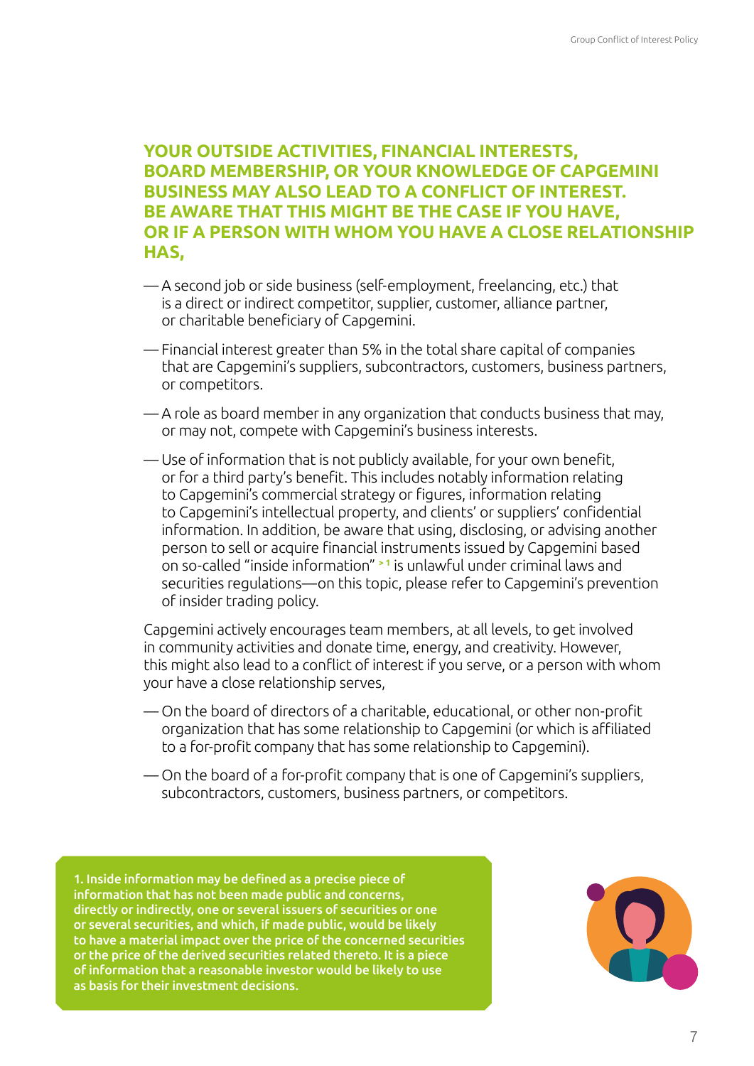## YOUR OUTSIDE ACTIVITIES, FINANCIAL INTERESTS, BOARD MEMBERSHIP, OR YOUR KNOWLEDGE OF CAPGEMINI BUSINESS MAY ALSO LEAD TO A CONFLICT OF INTEREST. BE AWARE THAT THIS MIGHT BE THE CASE IF YOU HAVE, OR IF A PERSON WITH WHOM YOU HAVE A CLOSE RELATIONSHIP HAS,

- A second job or side business (self-employment, freelancing, etc.) that is a direct or indirect competitor, supplier, customer, alliance partner, or charitable beneficiary of Capgemini.
- Financial interest greater than 5% in the total share capital of companies that are Capgemini's suppliers, subcontractors, customers, business partners, or competitors.
- A role as board member in any organization that conducts business that may, or may not, compete with Capgemini's business interests.
- Use of information that is not publicly available, for your own benefit, or for a third party's benefit. This includes notably information relating to Capgemini's commercial strategy or figures, information relating to Capgemini's intellectual property, and clients' or suppliers' confidential information. In addition, be aware that using, disclosing, or advising another person to sell or acquire financial instruments issued by Capgemini based on so-called "inside information" [1] is unlawful under criminal laws and securities regulations—on this topic, please refer to Capgemini's prevention of insider trading policy.

Capgemini actively encourages team members, at all levels, to get involved in community activities and donate time, energy, and creativity. However, this might also lead to a conflict of interest if you serve, or a person with whom your have a close relationship serves,

- On the board of directors of a charitable, educational, or other non-profit organization that has some relationship to Capgemini (or which is affiliated to a for-profit company that has some relationship to Capgemini).
- On the board of a for-profit company that is one of Capgemini's suppliers, subcontractors, customers, business partners, or competitors.

**1. Inside information may be defined as a precise piece of information that has not been made public and concerns, directly or indirectly, one or several issuers of securities or one or several securities, and which, if made public, would be likely to have a material impact over the price of the concerned securities or the price of the derived securities related thereto. It is a piece of information that a reasonable investor would be likely to use as basis for their investment decisions.**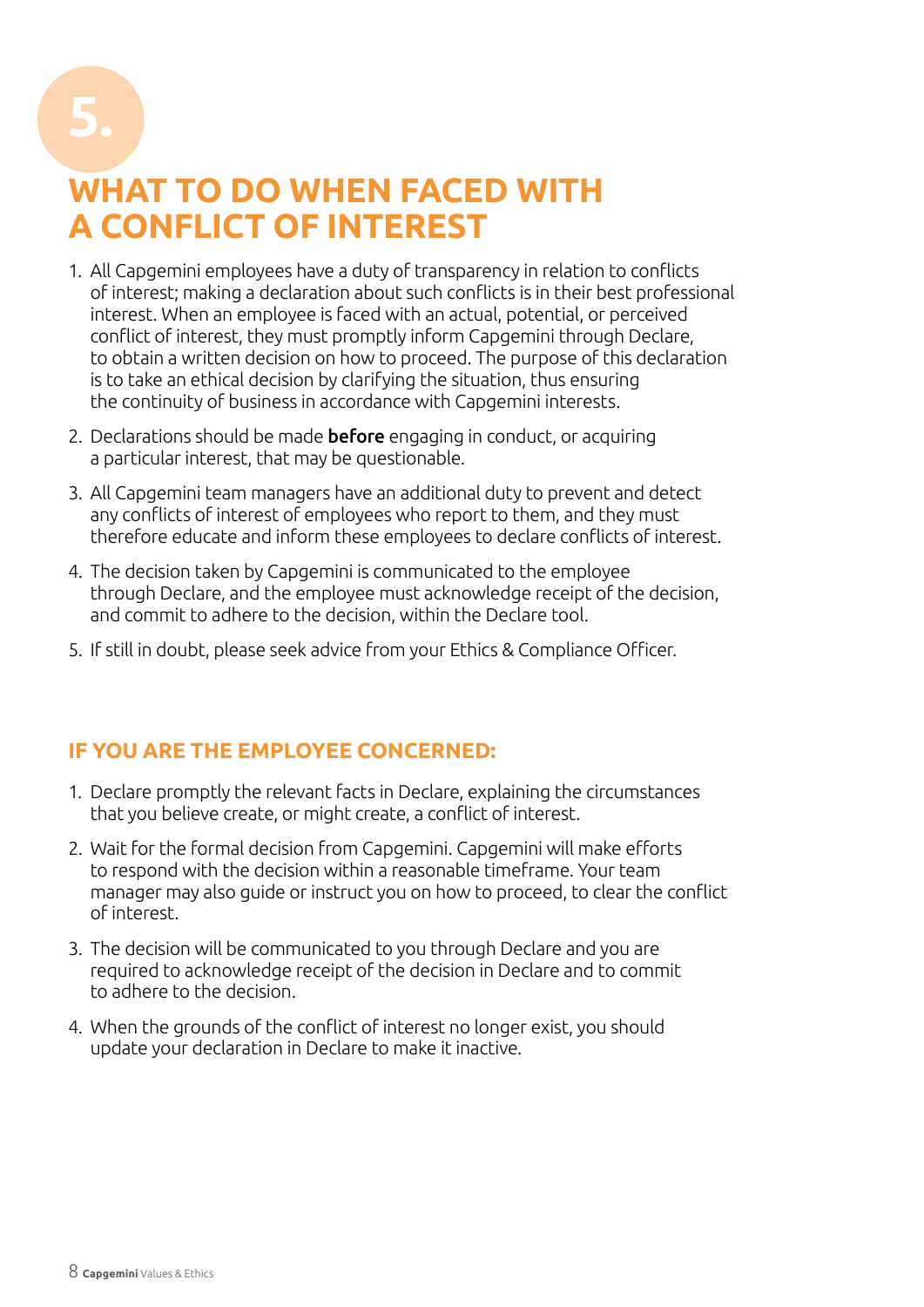# 5. WHAT TO DO WHEN FACED WITH A CONFLICT OF INTEREST

1. All Capgemini employees have a duty of transparency in relation to conflicts of interest; making a declaration about such conflicts is in their best professional interest. When an employee is faced with an actual, potential, or perceived conflict of interest, they must promptly inform Capgemini through Declare, to obtain a written decision on how to proceed. The purpose of this declaration is to take an ethical decision by clarifying the situation, thus ensuring the continuity of business in accordance with Capgemini interests.
2. Declarations should be made **before** engaging in conduct, or acquiring a particular interest, that may be questionable.
3. All Capgemini team managers have an additional duty to prevent and detect any conflicts of interest of employees who report to them, and they must therefore educate and inform these employees to declare conflicts of interest.
4. The decision taken by Capgemini is communicated to the employee through Declare, and the employee must acknowledge receipt of the decision, and commit to adhere to the decision, within the Declare tool.
5. If still in doubt, please seek advice from your Ethics & Compliance Officer.

## IF YOU ARE THE EMPLOYEE CONCERNED:

1. Declare promptly the relevant facts in Declare, explaining the circumstances that you believe create, or might create, a conflict of interest.
2. Wait for the formal decision from Capgemini. Capgemini will make efforts to respond with the decision within a reasonable timeframe. Your team manager may also guide or instruct you on how to proceed, to clear the conflict of interest.
3. The decision will be communicated to you through Declare and you are required to acknowledge receipt of the decision in Declare and to commit to adhere to the decision.
4. When the grounds of the conflict of interest no longer exist, you should update your declaration in Declare to make it inactive.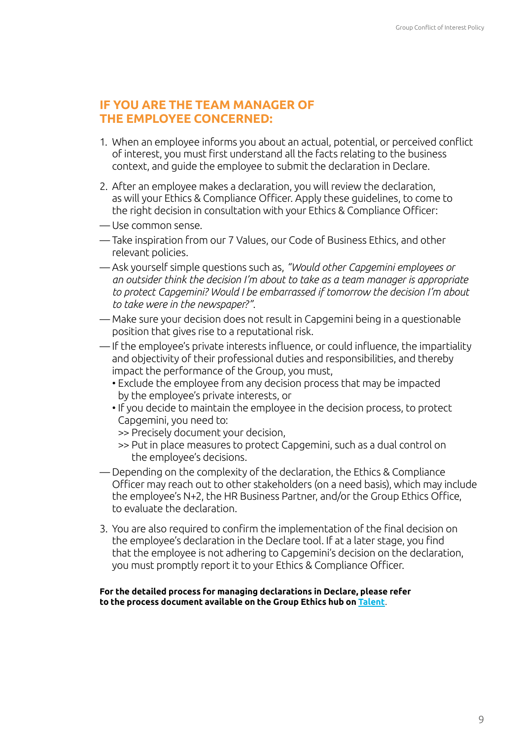## IF YOU ARE THE TEAM MANAGER OF THE EMPLOYEE CONCERNED:

1. When an employee informs you about an actual, potential, or perceived conflict of interest, you must first understand all the facts relating to the business context, and guide the employee to submit the declaration in Declare.

2. After an employee makes a declaration, you will review the declaration, as will your Ethics & Compliance Officer. Apply these guidelines, to come to the right decision in consultation with your Ethics & Compliance Officer:

— Use common sense.

— Take inspiration from our 7 Values, our Code of Business Ethics, and other relevant policies.

— Ask yourself simple questions such as, *"Would other Capgemini employees or an outsider think the decision I'm about to take as a team manager is appropriate to protect Capgemini? Would I be embarrassed if tomorrow the decision I'm about to take were in the newspaper?"*.

— Make sure your decision does not result in Capgemini being in a questionable position that gives rise to a reputational risk.

— If the employee's private interests influence, or could influence, the impartiality and objectivity of their professional duties and responsibilities, and thereby impact the performance of the Group, you must,
  - Exclude the employee from any decision process that may be impacted by the employee's private interests, or
  - If you decide to maintain the employee in the decision process, to protect Capgemini, you need to:
    - >> Precisely document your decision,
    - >> Put in place measures to protect Capgemini, such as a dual control on the employee's decisions.

— Depending on the complexity of the declaration, the Ethics & Compliance Officer may reach out to other stakeholders (on a need basis), which may include the employee's N+2, the HR Business Partner, and/or the Group Ethics Office, to evaluate the declaration.

3. You are also required to confirm the implementation of the final decision on the employee's declaration in the Declare tool. If at a later stage, you find that the employee is not adhering to Capgemini's decision on the declaration, you must promptly report it to your Ethics & Compliance Officer.

**For the detailed process for managing declarations in Declare, please refer to the process document available on the Group Ethics hub on Talent.**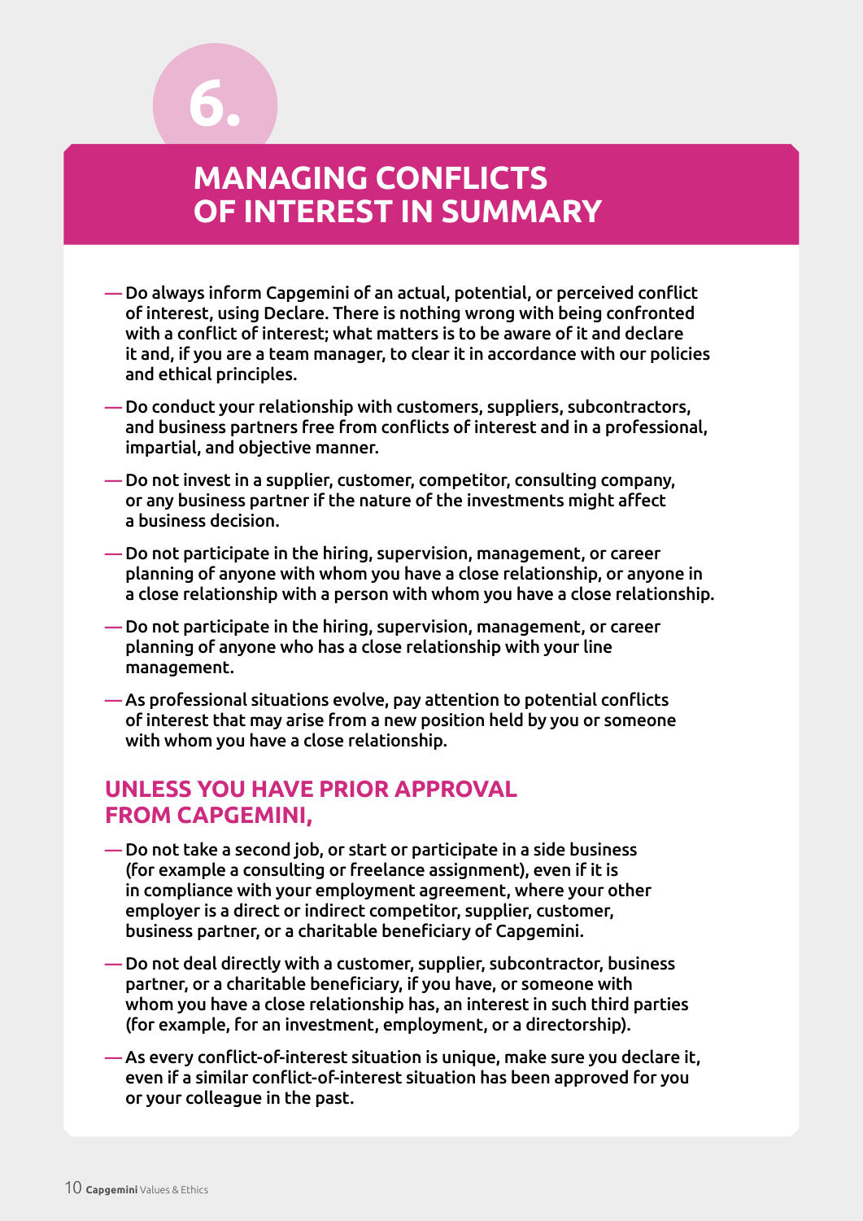# 6. MANAGING CONFLICTS OF INTEREST IN SUMMARY

- Do always inform Capgemini of an actual, potential, or perceived conflict of interest, using Declare. There is nothing wrong with being confronted with a conflict of interest; what matters is to be aware of it and declare it and, if you are a team manager, to clear it in accordance with our policies and ethical principles.
- Do conduct your relationship with customers, suppliers, subcontractors, and business partners free from conflicts of interest and in a professional, impartial, and objective manner.
- Do not invest in a supplier, customer, competitor, consulting company, or any business partner if the nature of the investments might affect a business decision.
- Do not participate in the hiring, supervision, management, or career planning of anyone with whom you have a close relationship, or anyone in a close relationship with a person with whom you have a close relationship.
- Do not participate in the hiring, supervision, management, or career planning of anyone who has a close relationship with your line management.
- As professional situations evolve, pay attention to potential conflicts of interest that may arise from a new position held by you or someone with whom you have a close relationship.

## UNLESS YOU HAVE PRIOR APPROVAL FROM CAPGEMINI,

- Do not take a second job, or start or participate in a side business (for example a consulting or freelance assignment), even if it is in compliance with your employment agreement, where your other employer is a direct or indirect competitor, supplier, customer, business partner, or a charitable beneficiary of Capgemini.
- Do not deal directly with a customer, supplier, subcontractor, business partner, or a charitable beneficiary, if you have, or someone with whom you have a close relationship has, an interest in such third parties (for example, for an investment, employment, or a directorship).
- As every conflict-of-interest situation is unique, make sure you declare it, even if a similar conflict-of-interest situation has been approved for you or your colleague in the past.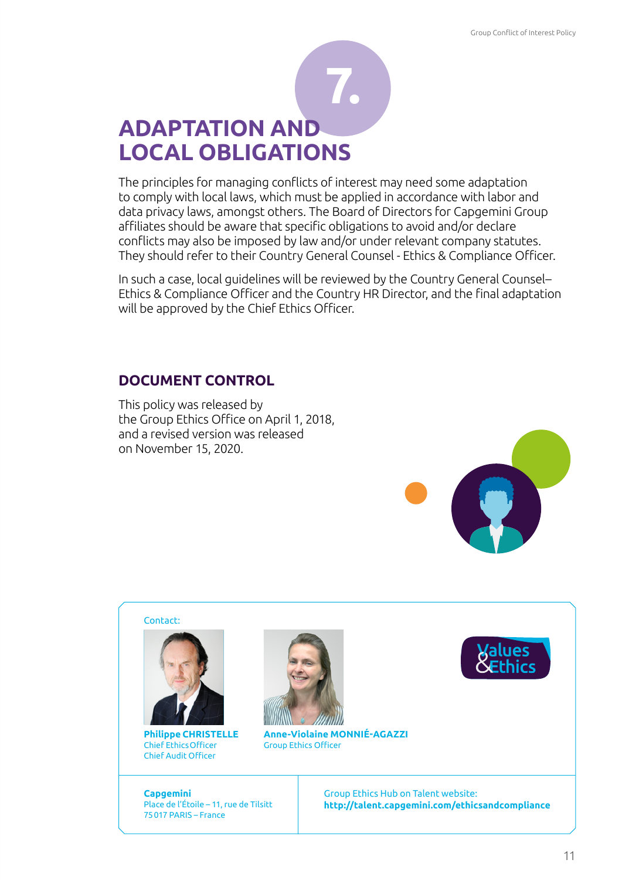# 7. ADAPTATION AND LOCAL OBLIGATIONS

The principles for managing conflicts of interest may need some adaptation to comply with local laws, which must be applied in accordance with labor and data privacy laws, amongst others. The Board of Directors for Capgemini Group affiliates should be aware that specific obligations to avoid and/or declare conflicts may also be imposed by law and/or under relevant company statutes. They should refer to their Country General Counsel - Ethics & Compliance Officer.

In such a case, local guidelines will be reviewed by the Country General Counsel– Ethics & Compliance Officer and the Country HR Director, and the final adaptation will be approved by the Chief Ethics Officer.

## DOCUMENT CONTROL

This policy was released by the Group Ethics Office on April 1, 2018, and a revised version was released on November 15, 2020.

Contact:

**Philippe CHRISTELLE**
Chief Ethics Officer
Chief Audit Officer

**Anne-Violaine MONNIÉ-AGAZZI**
Group Ethics Officer

Values & Ethics

**Capgemini**
Place de l'Étoile – 11, rue de Tilsitt
75017 PARIS – France

Group Ethics Hub on Talent website:
**http://talent.capgemini.com/ethicsandcompliance**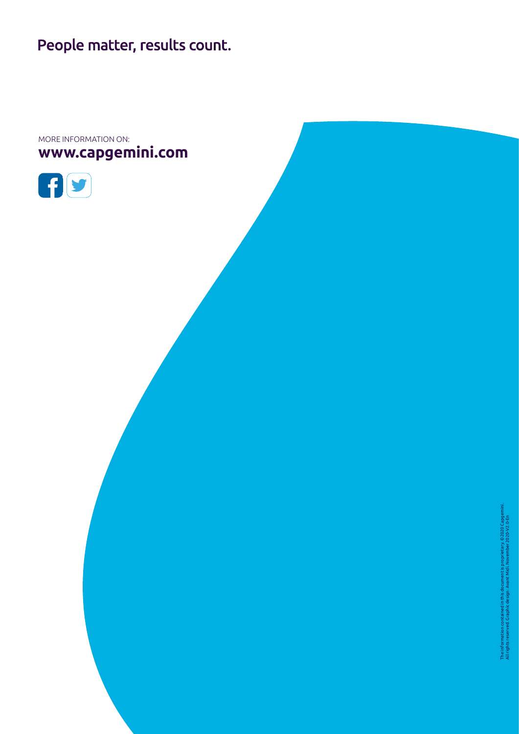People matter, results count.

MORE INFORMATION ON:

**www.capgemini.com**

The information contained in this document is proprietary. ©2020 Capgemini. All rights reserved. Graphic design: Avant Midi, November 2020-V2.0-En